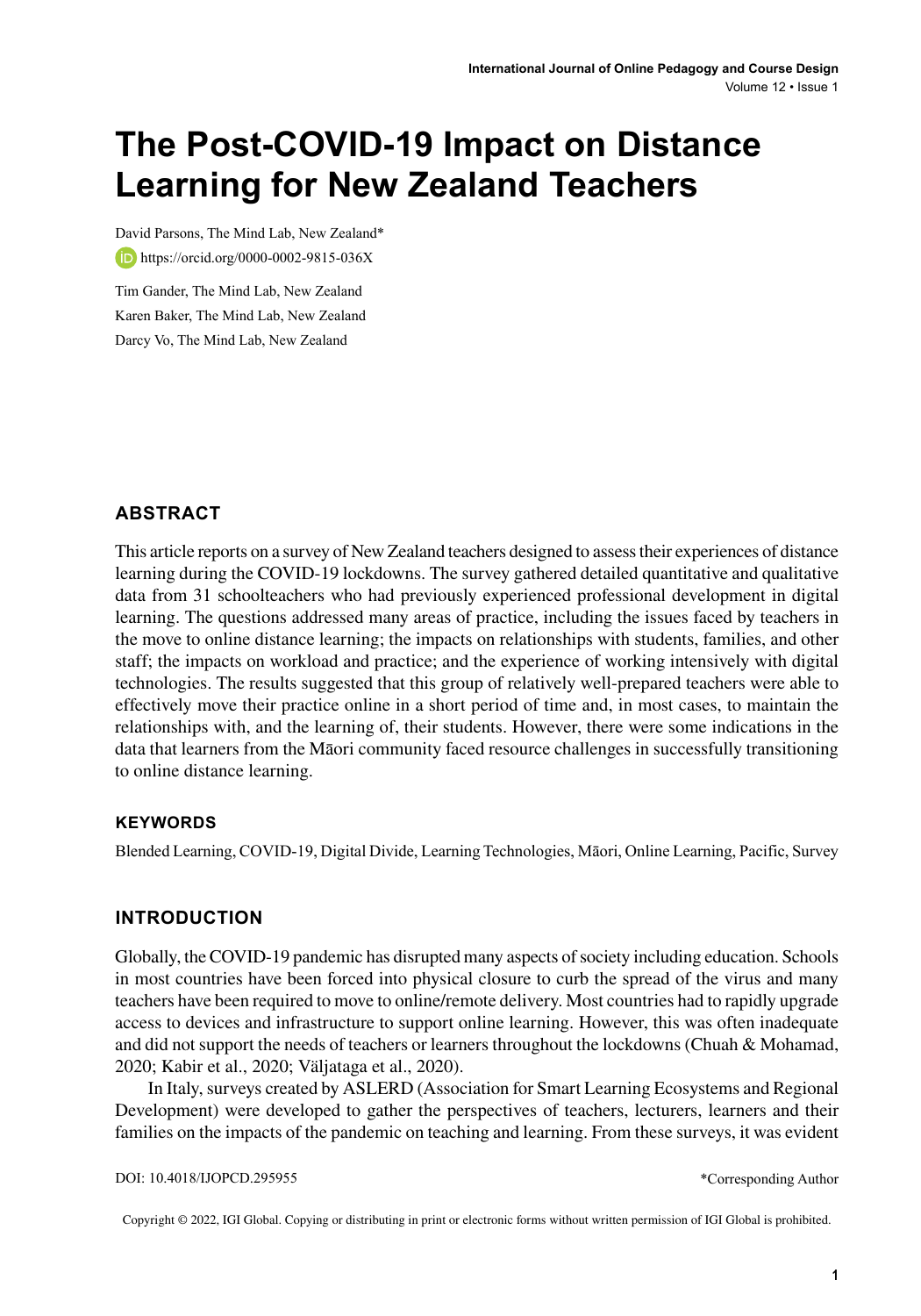# The Post-COVID-19 Impact on Distance Learning for New Zealand Teachers

David Parsons, The Mind Lab, New Zealand*

https://orcid.org/0000-0002-9815-036X

Tim Gander, The Mind Lab, New Zealand

Karen Baker, The Mind Lab, New Zealand

Darcy Vo, The Mind Lab, New Zealand

## ABSTRACT

This article reports on a survey of New Zealand teachers designed to assess their experiences of distance learning during the COVID-19 lockdowns. The survey gathered detailed quantitative and qualitative data from 31 schoolteachers who had previously experienced professional development in digital learning. The questions addressed many areas of practice, including the issues faced by teachers in the move to online distance learning; the impacts on relationships with students, families, and other staff; the impacts on workload and practice; and the experience of working intensively with digital technologies. The results suggested that this group of relatively well-prepared teachers were able to effectively move their practice online in a short period of time and, in most cases, to maintain the relationships with, and the learning of, their students. However, there were some indications in the data that learners from the Māori community faced resource challenges in successfully transitioning to online distance learning.

### KEYWORDS

Blended Learning, COVID-19, Digital Divide, Learning Technologies, Māori, Online Learning, Pacific, Survey

## INTRODUCTION

Globally, the COVID-19 pandemic has disrupted many aspects of society including education. Schools in most countries have been forced into physical closure to curb the spread of the virus and many teachers have been required to move to online/remote delivery. Most countries had to rapidly upgrade access to devices and infrastructure to support online learning. However, this was often inadequate and did not support the needs of teachers or learners throughout the lockdowns (Chuah & Mohamad, 2020; Kabir et al., 2020; Väljataga et al., 2020).

In Italy, surveys created by ASLERD (Association for Smart Learning Ecosystems and Regional Development) were developed to gather the perspectives of teachers, lecturers, learners and their families on the impacts of the pandemic on teaching and learning. From these surveys, it was evident

DOI: 10.4018/IJOPCD.295955

*Corresponding Author

Copyright © 2022, IGI Global. Copying or distributing in print or electronic forms without written permission of IGI Global is prohibited.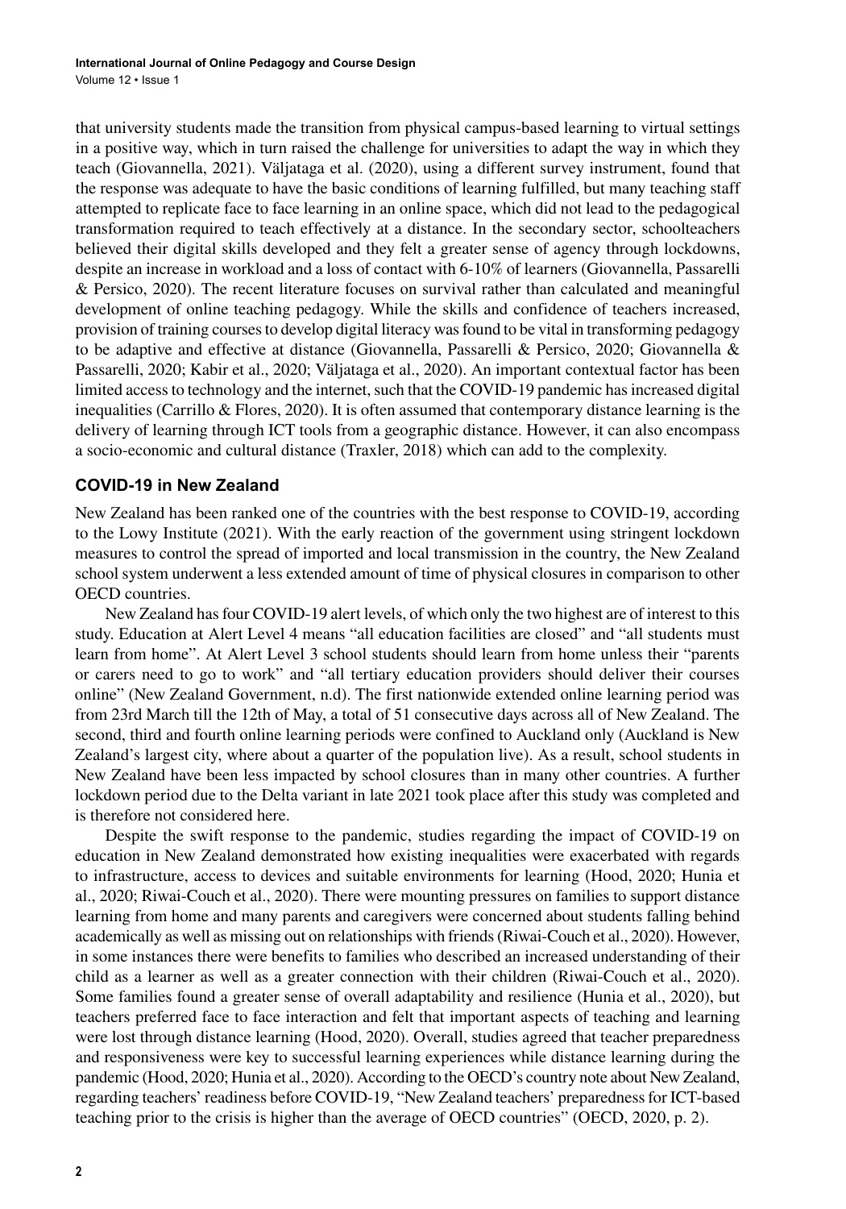that university students made the transition from physical campus-based learning to virtual settings in a positive way, which in turn raised the challenge for universities to adapt the way in which they teach (Giovannella, 2021). Väljataga et al. (2020), using a different survey instrument, found that the response was adequate to have the basic conditions of learning fulfilled, but many teaching staff attempted to replicate face to face learning in an online space, which did not lead to the pedagogical transformation required to teach effectively at a distance. In the secondary sector, schoolteachers believed their digital skills developed and they felt a greater sense of agency through lockdowns, despite an increase in workload and a loss of contact with 6-10% of learners (Giovannella, Passarelli & Persico, 2020). The recent literature focuses on survival rather than calculated and meaningful development of online teaching pedagogy. While the skills and confidence of teachers increased, provision of training courses to develop digital literacy was found to be vital in transforming pedagogy to be adaptive and effective at distance (Giovannella, Passarelli & Persico, 2020; Giovannella & Passarelli, 2020; Kabir et al., 2020; Väljataga et al., 2020). An important contextual factor has been limited access to technology and the internet, such that the COVID-19 pandemic has increased digital inequalities (Carrillo & Flores, 2020). It is often assumed that contemporary distance learning is the delivery of learning through ICT tools from a geographic distance. However, it can also encompass a socio-economic and cultural distance (Traxler, 2018) which can add to the complexity.

## COVID-19 in New Zealand

New Zealand has been ranked one of the countries with the best response to COVID-19, according to the Lowy Institute (2021). With the early reaction of the government using stringent lockdown measures to control the spread of imported and local transmission in the country, the New Zealand school system underwent a less extended amount of time of physical closures in comparison to other OECD countries.

New Zealand has four COVID-19 alert levels, of which only the two highest are of interest to this study. Education at Alert Level 4 means "all education facilities are closed" and "all students must learn from home". At Alert Level 3 school students should learn from home unless their "parents or carers need to go to work" and "all tertiary education providers should deliver their courses online" (New Zealand Government, n.d). The first nationwide extended online learning period was from 23rd March till the 12th of May, a total of 51 consecutive days across all of New Zealand. The second, third and fourth online learning periods were confined to Auckland only (Auckland is New Zealand's largest city, where about a quarter of the population live). As a result, school students in New Zealand have been less impacted by school closures than in many other countries. A further lockdown period due to the Delta variant in late 2021 took place after this study was completed and is therefore not considered here.

Despite the swift response to the pandemic, studies regarding the impact of COVID-19 on education in New Zealand demonstrated how existing inequalities were exacerbated with regards to infrastructure, access to devices and suitable environments for learning (Hood, 2020; Hunia et al., 2020; Riwai-Couch et al., 2020). There were mounting pressures on families to support distance learning from home and many parents and caregivers were concerned about students falling behind academically as well as missing out on relationships with friends (Riwai-Couch et al., 2020). However, in some instances there were benefits to families who described an increased understanding of their child as a learner as well as a greater connection with their children (Riwai-Couch et al., 2020). Some families found a greater sense of overall adaptability and resilience (Hunia et al., 2020), but teachers preferred face to face interaction and felt that important aspects of teaching and learning were lost through distance learning (Hood, 2020). Overall, studies agreed that teacher preparedness and responsiveness were key to successful learning experiences while distance learning during the pandemic (Hood, 2020; Hunia et al., 2020). According to the OECD's country note about New Zealand, regarding teachers' readiness before COVID-19, "New Zealand teachers' preparedness for ICT-based teaching prior to the crisis is higher than the average of OECD countries" (OECD, 2020, p. 2).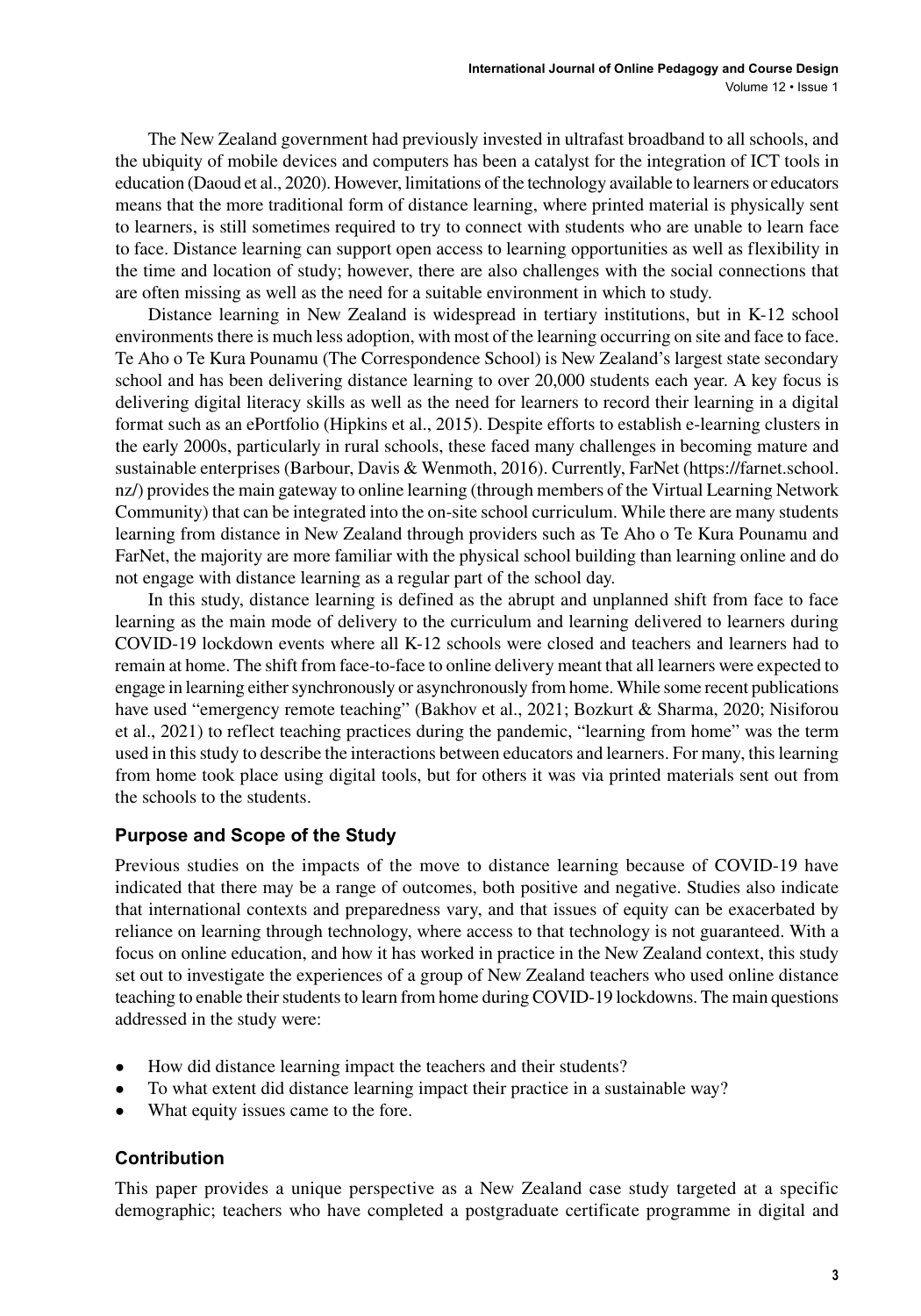The New Zealand government had previously invested in ultrafast broadband to all schools, and the ubiquity of mobile devices and computers has been a catalyst for the integration of ICT tools in education (Daoud et al., 2020). However, limitations of the technology available to learners or educators means that the more traditional form of distance learning, where printed material is physically sent to learners, is still sometimes required to try to connect with students who are unable to learn face to face. Distance learning can support open access to learning opportunities as well as flexibility in the time and location of study; however, there are also challenges with the social connections that are often missing as well as the need for a suitable environment in which to study.

Distance learning in New Zealand is widespread in tertiary institutions, but in K-12 school environments there is much less adoption, with most of the learning occurring on site and face to face. Te Aho o Te Kura Pounamu (The Correspondence School) is New Zealand's largest state secondary school and has been delivering distance learning to over 20,000 students each year. A key focus is delivering digital literacy skills as well as the need for learners to record their learning in a digital format such as an ePortfolio (Hipkins et al., 2015). Despite efforts to establish e-learning clusters in the early 2000s, particularly in rural schools, these faced many challenges in becoming mature and sustainable enterprises (Barbour, Davis & Wenmoth, 2016). Currently, FarNet (https://farnet.school.nz/) provides the main gateway to online learning (through members of the Virtual Learning Network Community) that can be integrated into the on-site school curriculum. While there are many students learning from distance in New Zealand through providers such as Te Aho o Te Kura Pounamu and FarNet, the majority are more familiar with the physical school building than learning online and do not engage with distance learning as a regular part of the school day.

In this study, distance learning is defined as the abrupt and unplanned shift from face to face learning as the main mode of delivery to the curriculum and learning delivered to learners during COVID-19 lockdown events where all K-12 schools were closed and teachers and learners had to remain at home. The shift from face-to-face to online delivery meant that all learners were expected to engage in learning either synchronously or asynchronously from home. While some recent publications have used "emergency remote teaching" (Bakhov et al., 2021; Bozkurt & Sharma, 2020; Nisiforou et al., 2021) to reflect teaching practices during the pandemic, "learning from home" was the term used in this study to describe the interactions between educators and learners. For many, this learning from home took place using digital tools, but for others it was via printed materials sent out from the schools to the students.

## Purpose and Scope of the Study

Previous studies on the impacts of the move to distance learning because of COVID-19 have indicated that there may be a range of outcomes, both positive and negative. Studies also indicate that international contexts and preparedness vary, and that issues of equity can be exacerbated by reliance on learning through technology, where access to that technology is not guaranteed. With a focus on online education, and how it has worked in practice in the New Zealand context, this study set out to investigate the experiences of a group of New Zealand teachers who used online distance teaching to enable their students to learn from home during COVID-19 lockdowns. The main questions addressed in the study were:

- How did distance learning impact the teachers and their students?
- To what extent did distance learning impact their practice in a sustainable way?
- What equity issues came to the fore.

## Contribution

This paper provides a unique perspective as a New Zealand case study targeted at a specific demographic; teachers who have completed a postgraduate certificate programme in digital and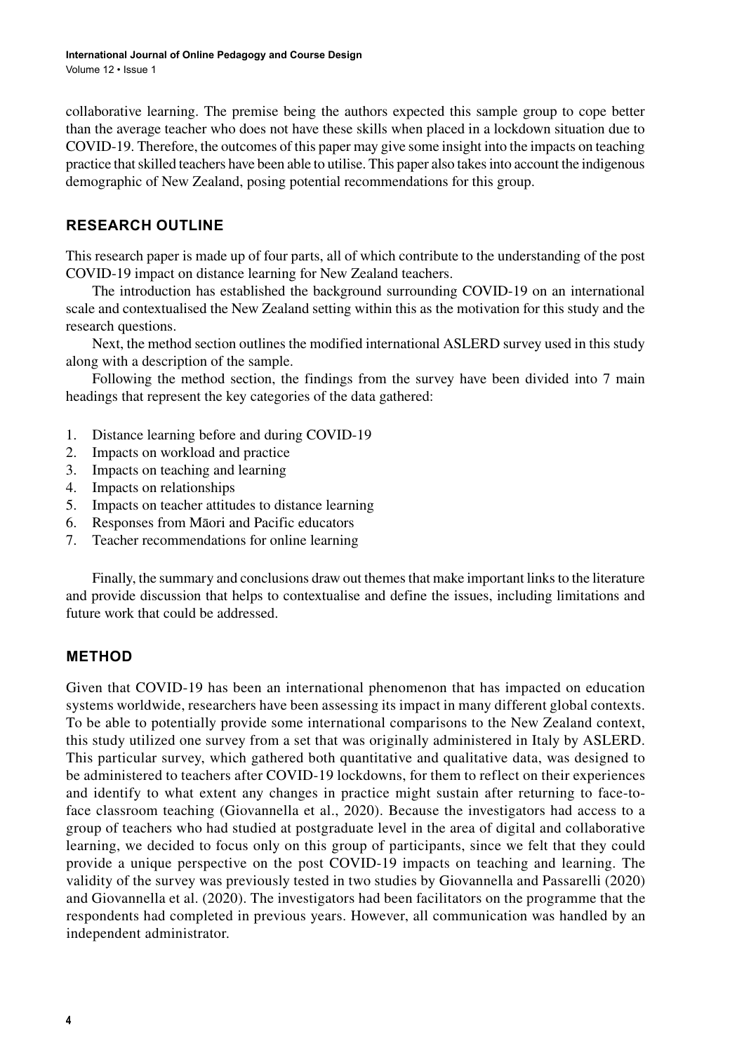collaborative learning. The premise being the authors expected this sample group to cope better than the average teacher who does not have these skills when placed in a lockdown situation due to COVID-19. Therefore, the outcomes of this paper may give some insight into the impacts on teaching practice that skilled teachers have been able to utilise. This paper also takes into account the indigenous demographic of New Zealand, posing potential recommendations for this group.

## RESEARCH OUTLINE

This research paper is made up of four parts, all of which contribute to the understanding of the post COVID-19 impact on distance learning for New Zealand teachers.

The introduction has established the background surrounding COVID-19 on an international scale and contextualised the New Zealand setting within this as the motivation for this study and the research questions.

Next, the method section outlines the modified international ASLERD survey used in this study along with a description of the sample.

Following the method section, the findings from the survey have been divided into 7 main headings that represent the key categories of the data gathered:

1. Distance learning before and during COVID-19
2. Impacts on workload and practice
3. Impacts on teaching and learning
4. Impacts on relationships
5. Impacts on teacher attitudes to distance learning
6. Responses from Māori and Pacific educators
7. Teacher recommendations for online learning

Finally, the summary and conclusions draw out themes that make important links to the literature and provide discussion that helps to contextualise and define the issues, including limitations and future work that could be addressed.

## METHOD

Given that COVID-19 has been an international phenomenon that has impacted on education systems worldwide, researchers have been assessing its impact in many different global contexts. To be able to potentially provide some international comparisons to the New Zealand context, this study utilized one survey from a set that was originally administered in Italy by ASLERD. This particular survey, which gathered both quantitative and qualitative data, was designed to be administered to teachers after COVID-19 lockdowns, for them to reflect on their experiences and identify to what extent any changes in practice might sustain after returning to face-to-face classroom teaching (Giovannella et al., 2020). Because the investigators had access to a group of teachers who had studied at postgraduate level in the area of digital and collaborative learning, we decided to focus only on this group of participants, since we felt that they could provide a unique perspective on the post COVID-19 impacts on teaching and learning. The validity of the survey was previously tested in two studies by Giovannella and Passarelli (2020) and Giovannella et al. (2020). The investigators had been facilitators on the programme that the respondents had completed in previous years. However, all communication was handled by an independent administrator.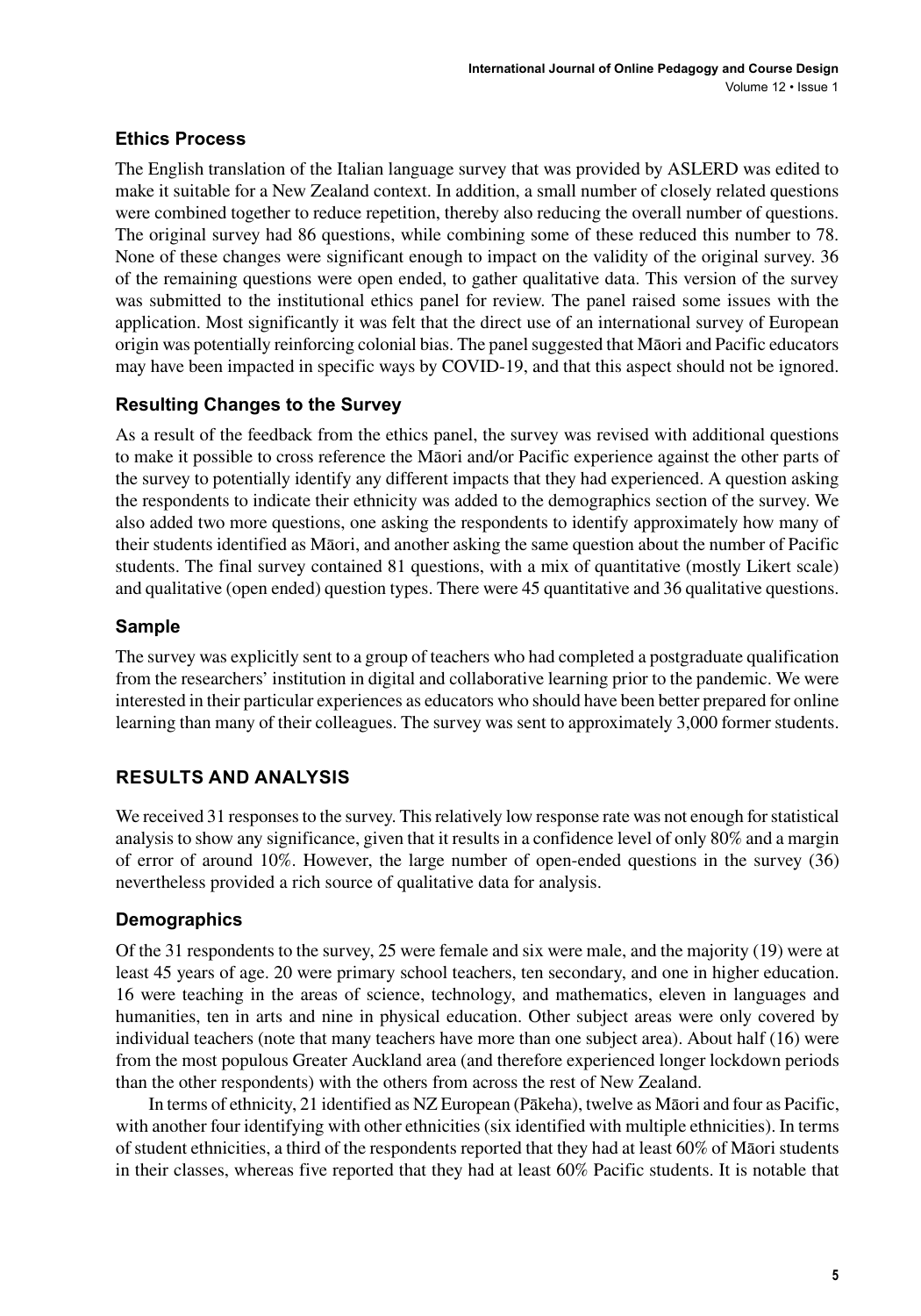### Ethics Process

The English translation of the Italian language survey that was provided by ASLERD was edited to make it suitable for a New Zealand context. In addition, a small number of closely related questions were combined together to reduce repetition, thereby also reducing the overall number of questions. The original survey had 86 questions, while combining some of these reduced this number to 78. None of these changes were significant enough to impact on the validity of the original survey. 36 of the remaining questions were open ended, to gather qualitative data. This version of the survey was submitted to the institutional ethics panel for review. The panel raised some issues with the application. Most significantly it was felt that the direct use of an international survey of European origin was potentially reinforcing colonial bias. The panel suggested that Māori and Pacific educators may have been impacted in specific ways by COVID-19, and that this aspect should not be ignored.

### Resulting Changes to the Survey

As a result of the feedback from the ethics panel, the survey was revised with additional questions to make it possible to cross reference the Māori and/or Pacific experience against the other parts of the survey to potentially identify any different impacts that they had experienced. A question asking the respondents to indicate their ethnicity was added to the demographics section of the survey. We also added two more questions, one asking the respondents to identify approximately how many of their students identified as Māori, and another asking the same question about the number of Pacific students. The final survey contained 81 questions, with a mix of quantitative (mostly Likert scale) and qualitative (open ended) question types. There were 45 quantitative and 36 qualitative questions.

### Sample

The survey was explicitly sent to a group of teachers who had completed a postgraduate qualification from the researchers' institution in digital and collaborative learning prior to the pandemic. We were interested in their particular experiences as educators who should have been better prepared for online learning than many of their colleagues. The survey was sent to approximately 3,000 former students.

## RESULTS AND ANALYSIS

We received 31 responses to the survey. This relatively low response rate was not enough for statistical analysis to show any significance, given that it results in a confidence level of only 80% and a margin of error of around 10%. However, the large number of open-ended questions in the survey (36) nevertheless provided a rich source of qualitative data for analysis.

### Demographics

Of the 31 respondents to the survey, 25 were female and six were male, and the majority (19) were at least 45 years of age. 20 were primary school teachers, ten secondary, and one in higher education. 16 were teaching in the areas of science, technology, and mathematics, eleven in languages and humanities, ten in arts and nine in physical education. Other subject areas were only covered by individual teachers (note that many teachers have more than one subject area). About half (16) were from the most populous Greater Auckland area (and therefore experienced longer lockdown periods than the other respondents) with the others from across the rest of New Zealand.

In terms of ethnicity, 21 identified as NZ European (Pākeha), twelve as Māori and four as Pacific, with another four identifying with other ethnicities (six identified with multiple ethnicities). In terms of student ethnicities, a third of the respondents reported that they had at least 60% of Māori students in their classes, whereas five reported that they had at least 60% Pacific students. It is notable that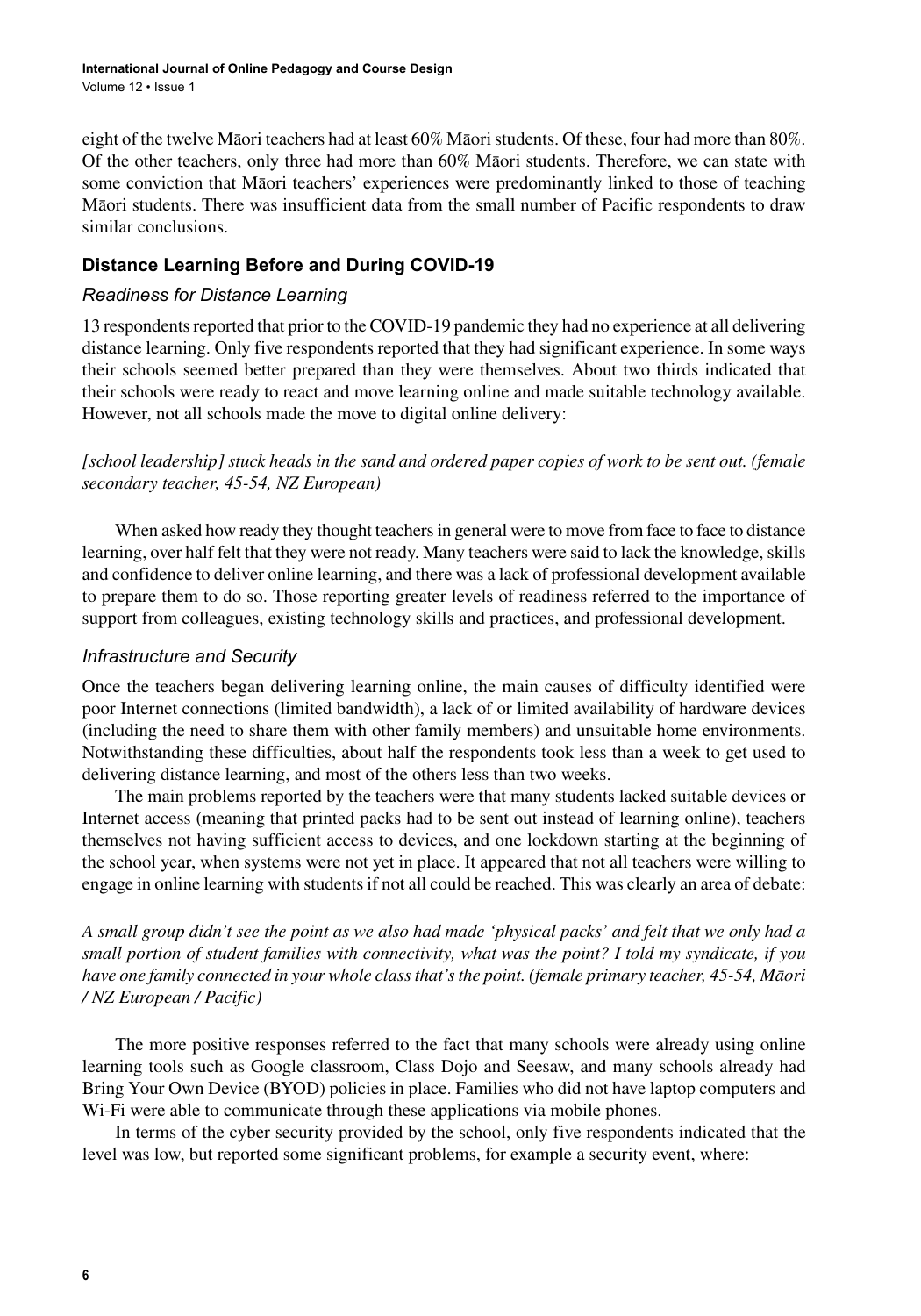eight of the twelve Māori teachers had at least 60% Māori students. Of these, four had more than 80%. Of the other teachers, only three had more than 60% Māori students. Therefore, we can state with some conviction that Māori teachers' experiences were predominantly linked to those of teaching Māori students. There was insufficient data from the small number of Pacific respondents to draw similar conclusions.

## Distance Learning Before and During COVID-19

### *Readiness for Distance Learning*

13 respondents reported that prior to the COVID-19 pandemic they had no experience at all delivering distance learning. Only five respondents reported that they had significant experience. In some ways their schools seemed better prepared than they were themselves. About two thirds indicated that their schools were ready to react and move learning online and made suitable technology available. However, not all schools made the move to digital online delivery:

*[school leadership] stuck heads in the sand and ordered paper copies of work to be sent out. (female secondary teacher, 45-54, NZ European)*

When asked how ready they thought teachers in general were to move from face to face to distance learning, over half felt that they were not ready. Many teachers were said to lack the knowledge, skills and confidence to deliver online learning, and there was a lack of professional development available to prepare them to do so. Those reporting greater levels of readiness referred to the importance of support from colleagues, existing technology skills and practices, and professional development.

### *Infrastructure and Security*

Once the teachers began delivering learning online, the main causes of difficulty identified were poor Internet connections (limited bandwidth), a lack of or limited availability of hardware devices (including the need to share them with other family members) and unsuitable home environments. Notwithstanding these difficulties, about half the respondents took less than a week to get used to delivering distance learning, and most of the others less than two weeks.

The main problems reported by the teachers were that many students lacked suitable devices or Internet access (meaning that printed packs had to be sent out instead of learning online), teachers themselves not having sufficient access to devices, and one lockdown starting at the beginning of the school year, when systems were not yet in place. It appeared that not all teachers were willing to engage in online learning with students if not all could be reached. This was clearly an area of debate:

*A small group didn't see the point as we also had made 'physical packs' and felt that we only had a small portion of student families with connectivity, what was the point? I told my syndicate, if you have one family connected in your whole class that's the point. (female primary teacher, 45-54, Māori / NZ European / Pacific)*

The more positive responses referred to the fact that many schools were already using online learning tools such as Google classroom, Class Dojo and Seesaw, and many schools already had Bring Your Own Device (BYOD) policies in place. Families who did not have laptop computers and Wi-Fi were able to communicate through these applications via mobile phones.

In terms of the cyber security provided by the school, only five respondents indicated that the level was low, but reported some significant problems, for example a security event, where: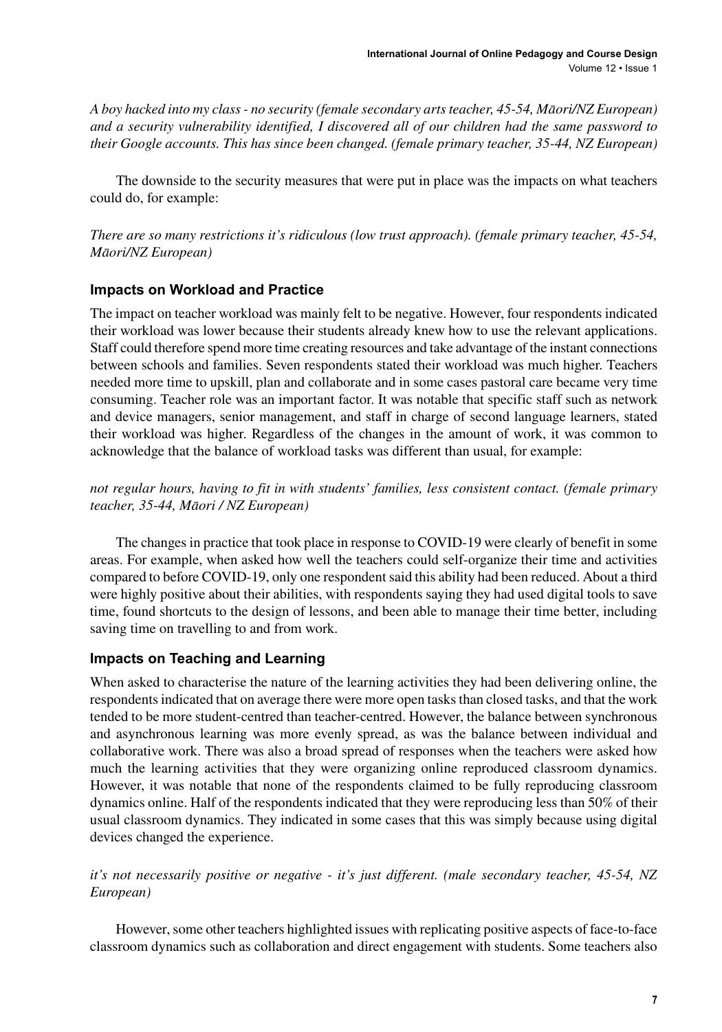*A boy hacked into my class - no security (female secondary arts teacher, 45-54, Māori/NZ European) and a security vulnerability identified, I discovered all of our children had the same password to their Google accounts. This has since been changed. (female primary teacher, 35-44, NZ European)*

The downside to the security measures that were put in place was the impacts on what teachers could do, for example:

*There are so many restrictions it's ridiculous (low trust approach). (female primary teacher, 45-54, Māori/NZ European)*

### Impacts on Workload and Practice

The impact on teacher workload was mainly felt to be negative. However, four respondents indicated their workload was lower because their students already knew how to use the relevant applications. Staff could therefore spend more time creating resources and take advantage of the instant connections between schools and families. Seven respondents stated their workload was much higher. Teachers needed more time to upskill, plan and collaborate and in some cases pastoral care became very time consuming. Teacher role was an important factor. It was notable that specific staff such as network and device managers, senior management, and staff in charge of second language learners, stated their workload was higher. Regardless of the changes in the amount of work, it was common to acknowledge that the balance of workload tasks was different than usual, for example:

*not regular hours, having to fit in with students' families, less consistent contact. (female primary teacher, 35-44, Māori / NZ European)*

The changes in practice that took place in response to COVID-19 were clearly of benefit in some areas. For example, when asked how well the teachers could self-organize their time and activities compared to before COVID-19, only one respondent said this ability had been reduced. About a third were highly positive about their abilities, with respondents saying they had used digital tools to save time, found shortcuts to the design of lessons, and been able to manage their time better, including saving time on travelling to and from work.

### Impacts on Teaching and Learning

When asked to characterise the nature of the learning activities they had been delivering online, the respondents indicated that on average there were more open tasks than closed tasks, and that the work tended to be more student-centred than teacher-centred. However, the balance between synchronous and asynchronous learning was more evenly spread, as was the balance between individual and collaborative work. There was also a broad spread of responses when the teachers were asked how much the learning activities that they were organizing online reproduced classroom dynamics. However, it was notable that none of the respondents claimed to be fully reproducing classroom dynamics online. Half of the respondents indicated that they were reproducing less than 50% of their usual classroom dynamics. They indicated in some cases that this was simply because using digital devices changed the experience.

*it's not necessarily positive or negative - it's just different. (male secondary teacher, 45-54, NZ European)*

However, some other teachers highlighted issues with replicating positive aspects of face-to-face classroom dynamics such as collaboration and direct engagement with students. Some teachers also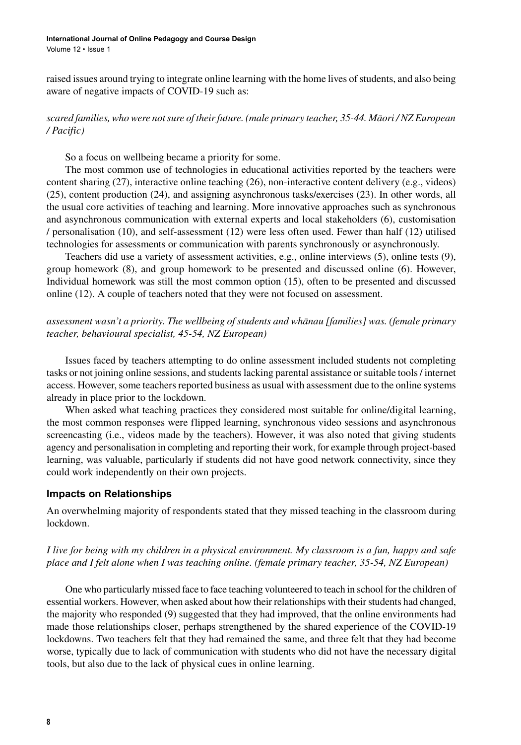raised issues around trying to integrate online learning with the home lives of students, and also being aware of negative impacts of COVID-19 such as:

*scared families, who were not sure of their future. (male primary teacher, 35-44. Māori / NZ European / Pacific)*

So a focus on wellbeing became a priority for some.

The most common use of technologies in educational activities reported by the teachers were content sharing (27), interactive online teaching (26), non-interactive content delivery (e.g., videos) (25), content production (24), and assigning asynchronous tasks/exercises (23). In other words, all the usual core activities of teaching and learning. More innovative approaches such as synchronous and asynchronous communication with external experts and local stakeholders (6), customisation / personalisation (10), and self-assessment (12) were less often used. Fewer than half (12) utilised technologies for assessments or communication with parents synchronously or asynchronously.

Teachers did use a variety of assessment activities, e.g., online interviews (5), online tests (9), group homework (8), and group homework to be presented and discussed online (6). However, Individual homework was still the most common option (15), often to be presented and discussed online (12). A couple of teachers noted that they were not focused on assessment.

*assessment wasn't a priority. The wellbeing of students and whānau [families] was. (female primary teacher, behavioural specialist, 45-54, NZ European)*

Issues faced by teachers attempting to do online assessment included students not completing tasks or not joining online sessions, and students lacking parental assistance or suitable tools / internet access. However, some teachers reported business as usual with assessment due to the online systems already in place prior to the lockdown.

When asked what teaching practices they considered most suitable for online/digital learning, the most common responses were flipped learning, synchronous video sessions and asynchronous screencasting (i.e., videos made by the teachers). However, it was also noted that giving students agency and personalisation in completing and reporting their work, for example through project-based learning, was valuable, particularly if students did not have good network connectivity, since they could work independently on their own projects.

### Impacts on Relationships

An overwhelming majority of respondents stated that they missed teaching in the classroom during lockdown.

*I live for being with my children in a physical environment. My classroom is a fun, happy and safe place and I felt alone when I was teaching online. (female primary teacher, 35-54, NZ European)*

One who particularly missed face to face teaching volunteered to teach in school for the children of essential workers. However, when asked about how their relationships with their students had changed, the majority who responded (9) suggested that they had improved, that the online environments had made those relationships closer, perhaps strengthened by the shared experience of the COVID-19 lockdowns. Two teachers felt that they had remained the same, and three felt that they had become worse, typically due to lack of communication with students who did not have the necessary digital tools, but also due to the lack of physical cues in online learning.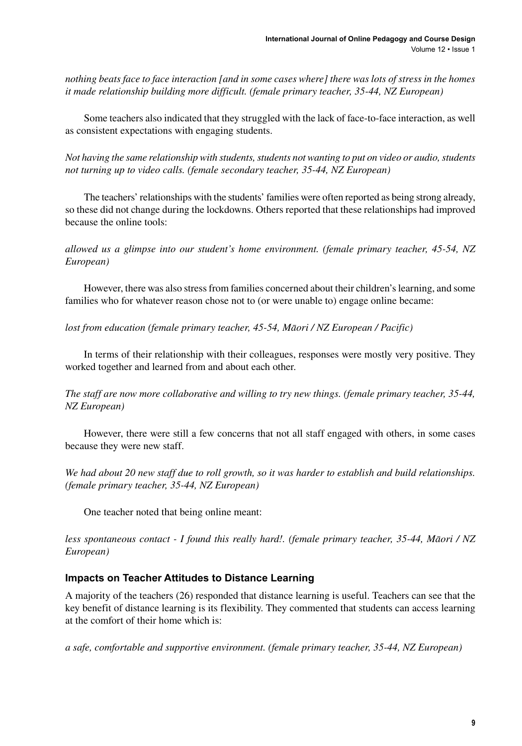*nothing beats face to face interaction [and in some cases where] there was lots of stress in the homes it made relationship building more difficult. (female primary teacher, 35-44, NZ European)*

Some teachers also indicated that they struggled with the lack of face-to-face interaction, as well as consistent expectations with engaging students.

*Not having the same relationship with students, students not wanting to put on video or audio, students not turning up to video calls. (female secondary teacher, 35-44, NZ European)*

The teachers' relationships with the students' families were often reported as being strong already, so these did not change during the lockdowns. Others reported that these relationships had improved because the online tools:

*allowed us a glimpse into our student's home environment. (female primary teacher, 45-54, NZ European)*

However, there was also stress from families concerned about their children's learning, and some families who for whatever reason chose not to (or were unable to) engage online became:

*lost from education (female primary teacher, 45-54, Māori / NZ European / Pacific)*

In terms of their relationship with their colleagues, responses were mostly very positive. They worked together and learned from and about each other.

*The staff are now more collaborative and willing to try new things. (female primary teacher, 35-44, NZ European)*

However, there were still a few concerns that not all staff engaged with others, in some cases because they were new staff.

*We had about 20 new staff due to roll growth, so it was harder to establish and build relationships. (female primary teacher, 35-44, NZ European)*

One teacher noted that being online meant:

*less spontaneous contact - I found this really hard!. (female primary teacher, 35-44, Māori / NZ European)*

### Impacts on Teacher Attitudes to Distance Learning

A majority of the teachers (26) responded that distance learning is useful. Teachers can see that the key benefit of distance learning is its flexibility. They commented that students can access learning at the comfort of their home which is:

*a safe, comfortable and supportive environment. (female primary teacher, 35-44, NZ European)*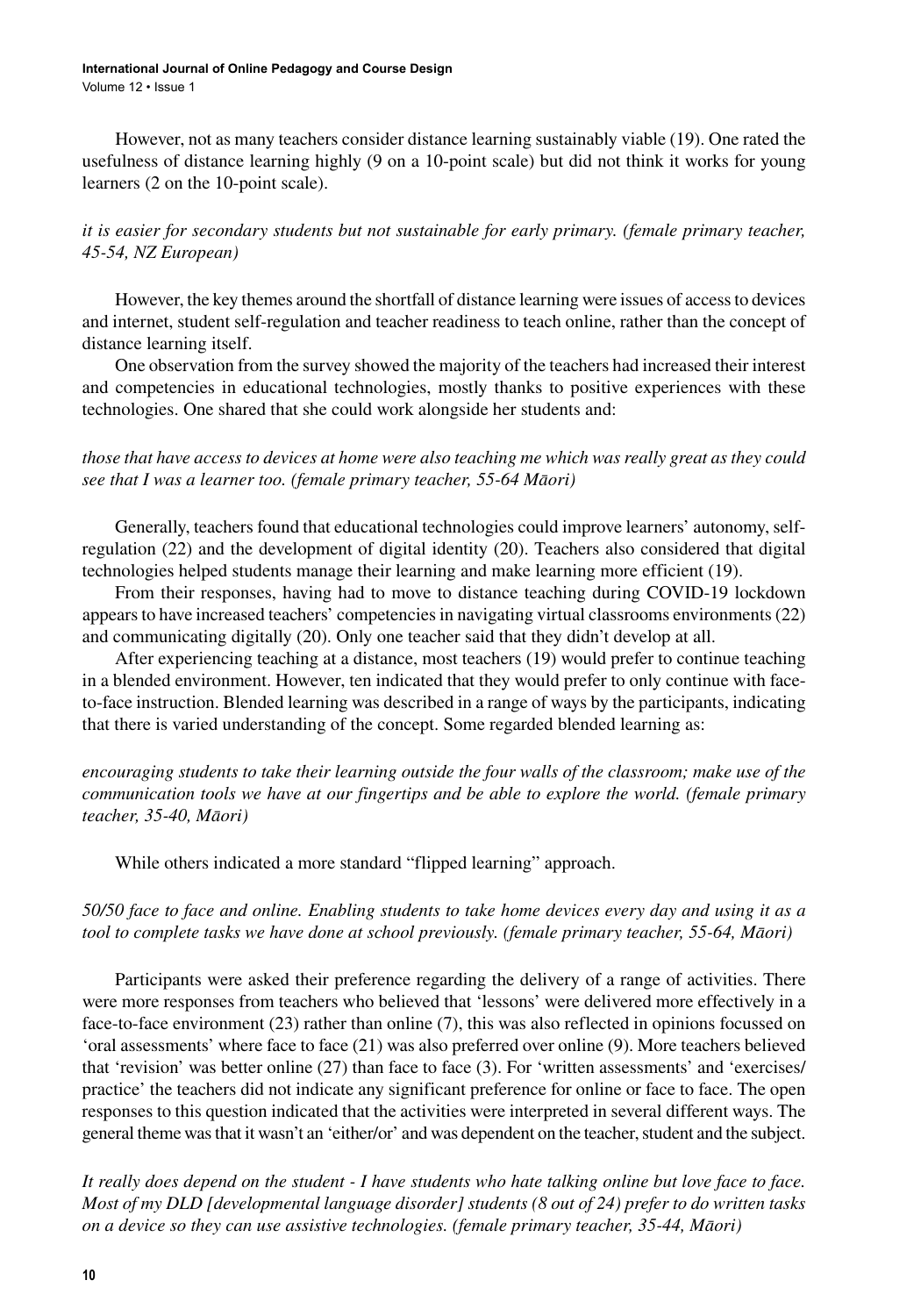However, not as many teachers consider distance learning sustainably viable (19). One rated the usefulness of distance learning highly (9 on a 10-point scale) but did not think it works for young learners (2 on the 10-point scale).

*it is easier for secondary students but not sustainable for early primary. (female primary teacher, 45-54, NZ European)*

However, the key themes around the shortfall of distance learning were issues of access to devices and internet, student self-regulation and teacher readiness to teach online, rather than the concept of distance learning itself.

One observation from the survey showed the majority of the teachers had increased their interest and competencies in educational technologies, mostly thanks to positive experiences with these technologies. One shared that she could work alongside her students and:

*those that have access to devices at home were also teaching me which was really great as they could see that I was a learner too. (female primary teacher, 55-64 Māori)*

Generally, teachers found that educational technologies could improve learners' autonomy, self-regulation (22) and the development of digital identity (20). Teachers also considered that digital technologies helped students manage their learning and make learning more efficient (19).

From their responses, having had to move to distance teaching during COVID-19 lockdown appears to have increased teachers' competencies in navigating virtual classrooms environments (22) and communicating digitally (20). Only one teacher said that they didn't develop at all.

After experiencing teaching at a distance, most teachers (19) would prefer to continue teaching in a blended environment. However, ten indicated that they would prefer to only continue with face-to-face instruction. Blended learning was described in a range of ways by the participants, indicating that there is varied understanding of the concept. Some regarded blended learning as:

*encouraging students to take their learning outside the four walls of the classroom; make use of the communication tools we have at our fingertips and be able to explore the world. (female primary teacher, 35-40, Māori)*

While others indicated a more standard "flipped learning" approach.

*50/50 face to face and online. Enabling students to take home devices every day and using it as a tool to complete tasks we have done at school previously. (female primary teacher, 55-64, Māori)*

Participants were asked their preference regarding the delivery of a range of activities. There were more responses from teachers who believed that 'lessons' were delivered more effectively in a face-to-face environment (23) rather than online (7), this was also reflected in opinions focussed on 'oral assessments' where face to face (21) was also preferred over online (9). More teachers believed that 'revision' was better online (27) than face to face (3). For 'written assessments' and 'exercises/practice' the teachers did not indicate any significant preference for online or face to face. The open responses to this question indicated that the activities were interpreted in several different ways. The general theme was that it wasn't an 'either/or' and was dependent on the teacher, student and the subject.

*It really does depend on the student - I have students who hate talking online but love face to face. Most of my DLD [developmental language disorder] students (8 out of 24) prefer to do written tasks on a device so they can use assistive technologies. (female primary teacher, 35-44, Māori)*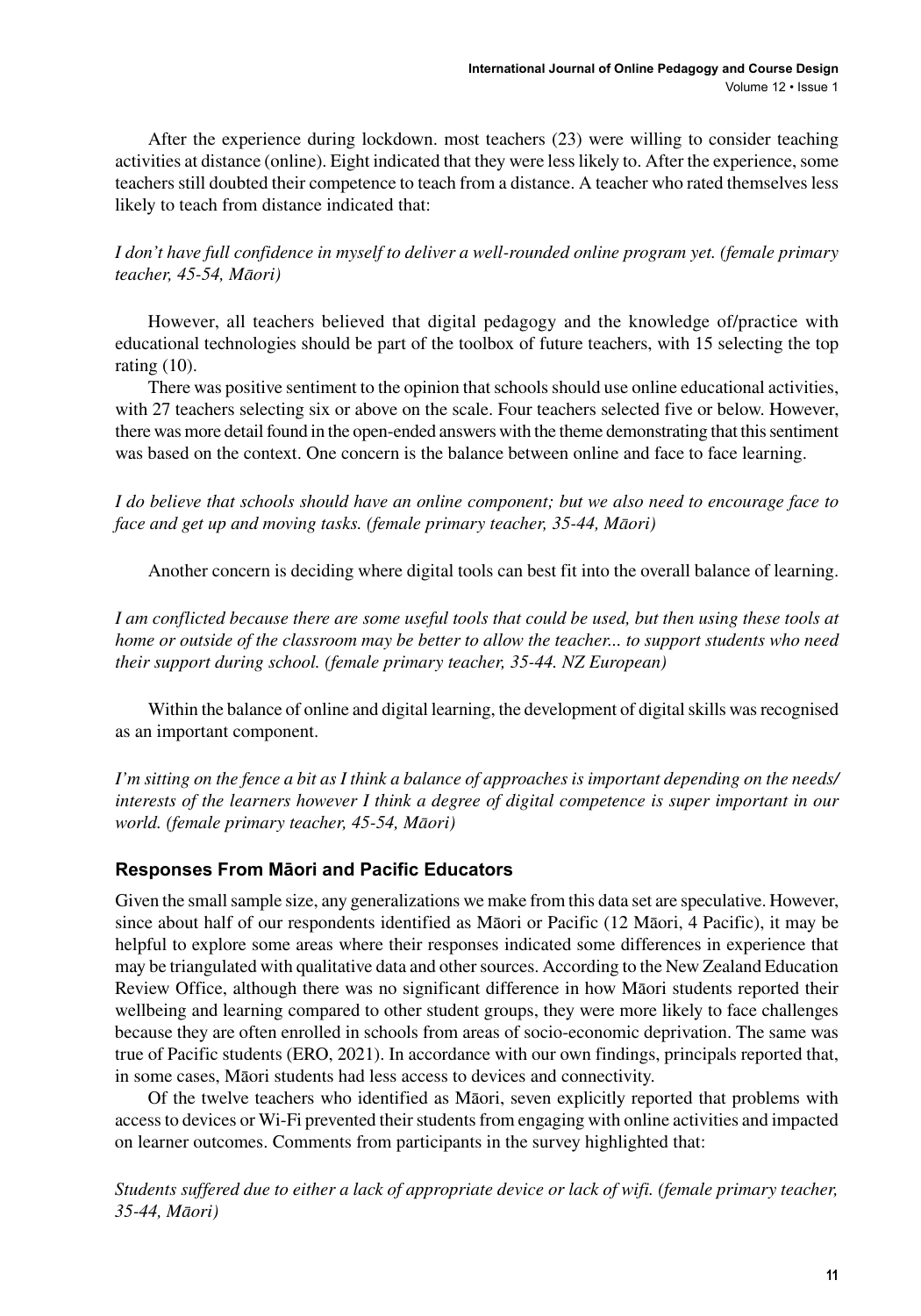After the experience during lockdown. most teachers (23) were willing to consider teaching activities at distance (online). Eight indicated that they were less likely to. After the experience, some teachers still doubted their competence to teach from a distance. A teacher who rated themselves less likely to teach from distance indicated that:

*I don't have full confidence in myself to deliver a well-rounded online program yet. (female primary teacher, 45-54, Māori)*

However, all teachers believed that digital pedagogy and the knowledge of/practice with educational technologies should be part of the toolbox of future teachers, with 15 selecting the top rating (10).

There was positive sentiment to the opinion that schools should use online educational activities, with 27 teachers selecting six or above on the scale. Four teachers selected five or below. However, there was more detail found in the open-ended answers with the theme demonstrating that this sentiment was based on the context. One concern is the balance between online and face to face learning.

*I do believe that schools should have an online component; but we also need to encourage face to face and get up and moving tasks. (female primary teacher, 35-44, Māori)*

Another concern is deciding where digital tools can best fit into the overall balance of learning.

*I am conflicted because there are some useful tools that could be used, but then using these tools at home or outside of the classroom may be better to allow the teacher... to support students who need their support during school. (female primary teacher, 35-44. NZ European)*

Within the balance of online and digital learning, the development of digital skills was recognised as an important component.

*I'm sitting on the fence a bit as I think a balance of approaches is important depending on the needs/ interests of the learners however I think a degree of digital competence is super important in our world. (female primary teacher, 45-54, Māori)*

### Responses From Māori and Pacific Educators

Given the small sample size, any generalizations we make from this data set are speculative. However, since about half of our respondents identified as Māori or Pacific (12 Māori, 4 Pacific), it may be helpful to explore some areas where their responses indicated some differences in experience that may be triangulated with qualitative data and other sources. According to the New Zealand Education Review Office, although there was no significant difference in how Māori students reported their wellbeing and learning compared to other student groups, they were more likely to face challenges because they are often enrolled in schools from areas of socio-economic deprivation. The same was true of Pacific students (ERO, 2021). In accordance with our own findings, principals reported that, in some cases, Māori students had less access to devices and connectivity.

Of the twelve teachers who identified as Māori, seven explicitly reported that problems with access to devices or Wi-Fi prevented their students from engaging with online activities and impacted on learner outcomes. Comments from participants in the survey highlighted that:

*Students suffered due to either a lack of appropriate device or lack of wifi. (female primary teacher, 35-44, Māori)*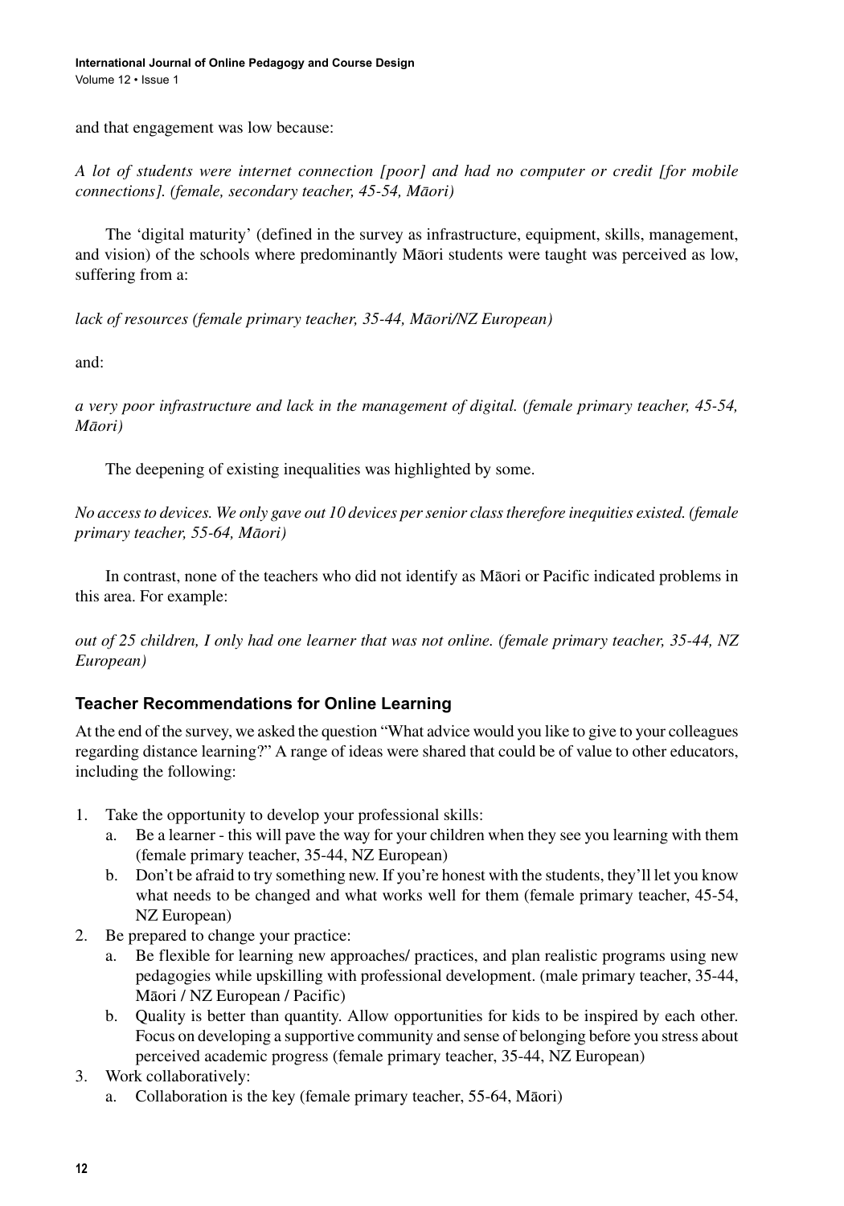and that engagement was low because:

*A lot of students were internet connection [poor] and had no computer or credit [for mobile connections]. (female, secondary teacher, 45-54, Māori)*

The 'digital maturity' (defined in the survey as infrastructure, equipment, skills, management, and vision) of the schools where predominantly Māori students were taught was perceived as low, suffering from a:

*lack of resources (female primary teacher, 35-44, Māori/NZ European)*

and:

*a very poor infrastructure and lack in the management of digital. (female primary teacher, 45-54, Māori)*

The deepening of existing inequalities was highlighted by some.

*No access to devices. We only gave out 10 devices per senior class therefore inequities existed. (female primary teacher, 55-64, Māori)*

In contrast, none of the teachers who did not identify as Māori or Pacific indicated problems in this area. For example:

*out of 25 children, I only had one learner that was not online. (female primary teacher, 35-44, NZ European)*

### Teacher Recommendations for Online Learning

At the end of the survey, we asked the question "What advice would you like to give to your colleagues regarding distance learning?" A range of ideas were shared that could be of value to other educators, including the following:

1. Take the opportunity to develop your professional skills:
   a. Be a learner - this will pave the way for your children when they see you learning with them (female primary teacher, 35-44, NZ European)
   b. Don't be afraid to try something new. If you're honest with the students, they'll let you know what needs to be changed and what works well for them (female primary teacher, 45-54, NZ European)
2. Be prepared to change your practice:
   a. Be flexible for learning new approaches/ practices, and plan realistic programs using new pedagogies while upskilling with professional development. (male primary teacher, 35-44, Māori / NZ European / Pacific)
   b. Quality is better than quantity. Allow opportunities for kids to be inspired by each other. Focus on developing a supportive community and sense of belonging before you stress about perceived academic progress (female primary teacher, 35-44, NZ European)
3. Work collaboratively:
   a. Collaboration is the key (female primary teacher, 55-64, Māori)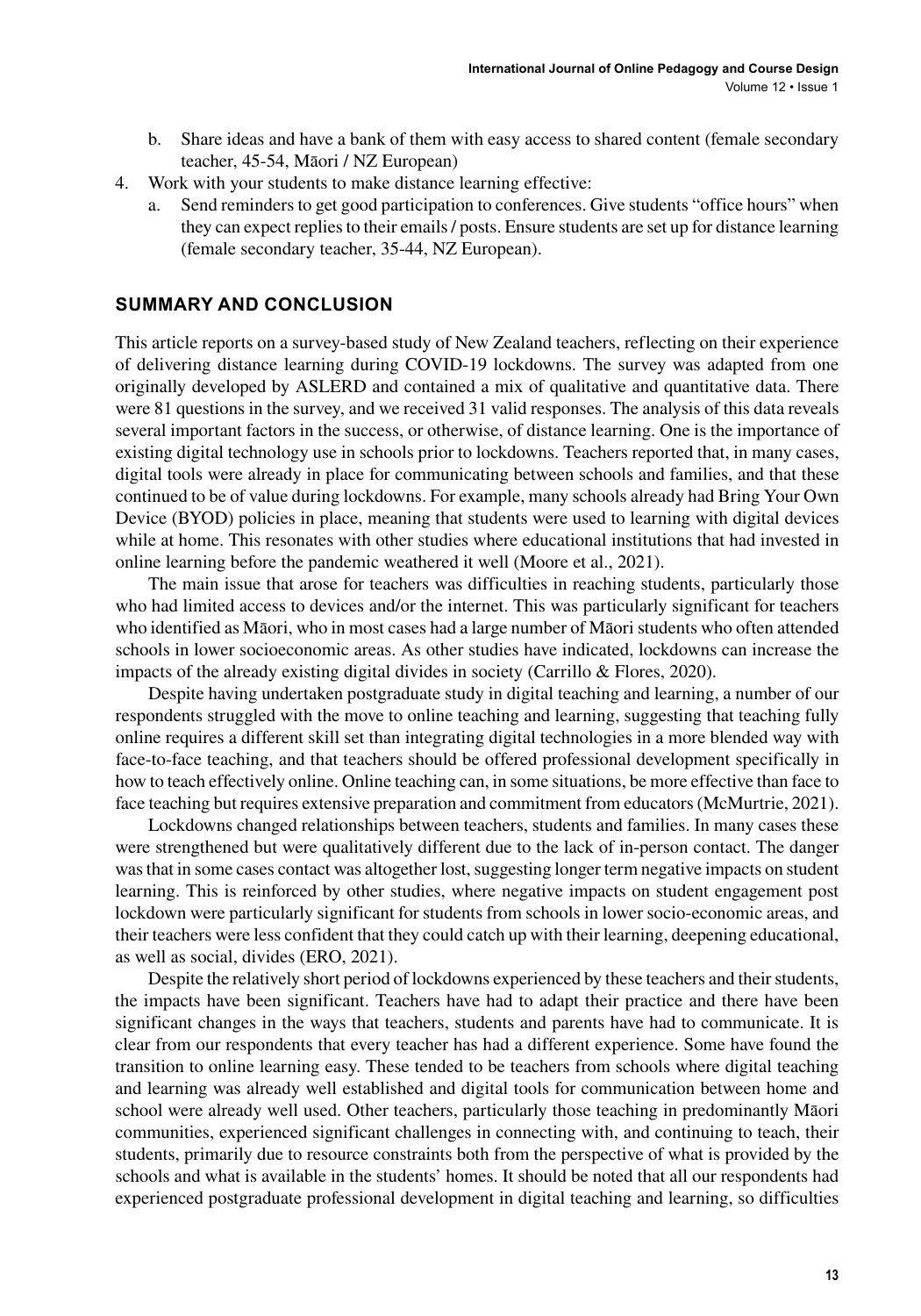b. Share ideas and have a bank of them with easy access to shared content (female secondary teacher, 45-54, Māori / NZ European)

4. Work with your students to make distance learning effective:

    a. Send reminders to get good participation to conferences. Give students "office hours" when they can expect replies to their emails / posts. Ensure students are set up for distance learning (female secondary teacher, 35-44, NZ European).

## SUMMARY AND CONCLUSION

This article reports on a survey-based study of New Zealand teachers, reflecting on their experience of delivering distance learning during COVID-19 lockdowns. The survey was adapted from one originally developed by ASLERD and contained a mix of qualitative and quantitative data. There were 81 questions in the survey, and we received 31 valid responses. The analysis of this data reveals several important factors in the success, or otherwise, of distance learning. One is the importance of existing digital technology use in schools prior to lockdowns. Teachers reported that, in many cases, digital tools were already in place for communicating between schools and families, and that these continued to be of value during lockdowns. For example, many schools already had Bring Your Own Device (BYOD) policies in place, meaning that students were used to learning with digital devices while at home. This resonates with other studies where educational institutions that had invested in online learning before the pandemic weathered it well (Moore et al., 2021).

The main issue that arose for teachers was difficulties in reaching students, particularly those who had limited access to devices and/or the internet. This was particularly significant for teachers who identified as Māori, who in most cases had a large number of Māori students who often attended schools in lower socioeconomic areas. As other studies have indicated, lockdowns can increase the impacts of the already existing digital divides in society (Carrillo & Flores, 2020).

Despite having undertaken postgraduate study in digital teaching and learning, a number of our respondents struggled with the move to online teaching and learning, suggesting that teaching fully online requires a different skill set than integrating digital technologies in a more blended way with face-to-face teaching, and that teachers should be offered professional development specifically in how to teach effectively online. Online teaching can, in some situations, be more effective than face to face teaching but requires extensive preparation and commitment from educators (McMurtrie, 2021).

Lockdowns changed relationships between teachers, students and families. In many cases these were strengthened but were qualitatively different due to the lack of in-person contact. The danger was that in some cases contact was altogether lost, suggesting longer term negative impacts on student learning. This is reinforced by other studies, where negative impacts on student engagement post lockdown were particularly significant for students from schools in lower socio-economic areas, and their teachers were less confident that they could catch up with their learning, deepening educational, as well as social, divides (ERO, 2021).

Despite the relatively short period of lockdowns experienced by these teachers and their students, the impacts have been significant. Teachers have had to adapt their practice and there have been significant changes in the ways that teachers, students and parents have had to communicate. It is clear from our respondents that every teacher has had a different experience. Some have found the transition to online learning easy. These tended to be teachers from schools where digital teaching and learning was already well established and digital tools for communication between home and school were already well used. Other teachers, particularly those teaching in predominantly Māori communities, experienced significant challenges in connecting with, and continuing to teach, their students, primarily due to resource constraints both from the perspective of what is provided by the schools and what is available in the students' homes. It should be noted that all our respondents had experienced postgraduate professional development in digital teaching and learning, so difficulties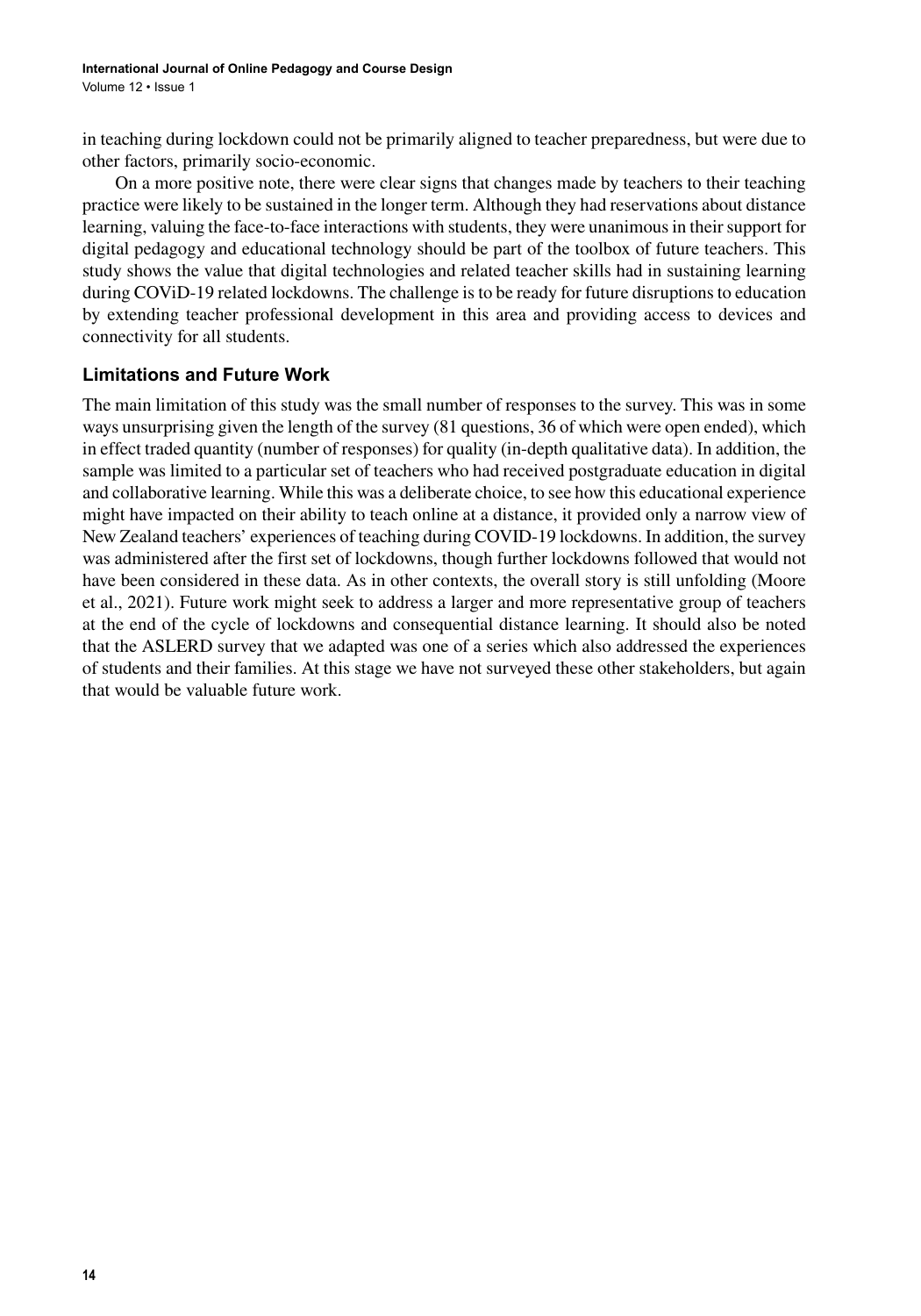in teaching during lockdown could not be primarily aligned to teacher preparedness, but were due to other factors, primarily socio-economic.

On a more positive note, there were clear signs that changes made by teachers to their teaching practice were likely to be sustained in the longer term. Although they had reservations about distance learning, valuing the face-to-face interactions with students, they were unanimous in their support for digital pedagogy and educational technology should be part of the toolbox of future teachers. This study shows the value that digital technologies and related teacher skills had in sustaining learning during COViD-19 related lockdowns. The challenge is to be ready for future disruptions to education by extending teacher professional development in this area and providing access to devices and connectivity for all students.

### Limitations and Future Work

The main limitation of this study was the small number of responses to the survey. This was in some ways unsurprising given the length of the survey (81 questions, 36 of which were open ended), which in effect traded quantity (number of responses) for quality (in-depth qualitative data). In addition, the sample was limited to a particular set of teachers who had received postgraduate education in digital and collaborative learning. While this was a deliberate choice, to see how this educational experience might have impacted on their ability to teach online at a distance, it provided only a narrow view of New Zealand teachers' experiences of teaching during COVID-19 lockdowns. In addition, the survey was administered after the first set of lockdowns, though further lockdowns followed that would not have been considered in these data. As in other contexts, the overall story is still unfolding (Moore et al., 2021). Future work might seek to address a larger and more representative group of teachers at the end of the cycle of lockdowns and consequential distance learning. It should also be noted that the ASLERD survey that we adapted was one of a series which also addressed the experiences of students and their families. At this stage we have not surveyed these other stakeholders, but again that would be valuable future work.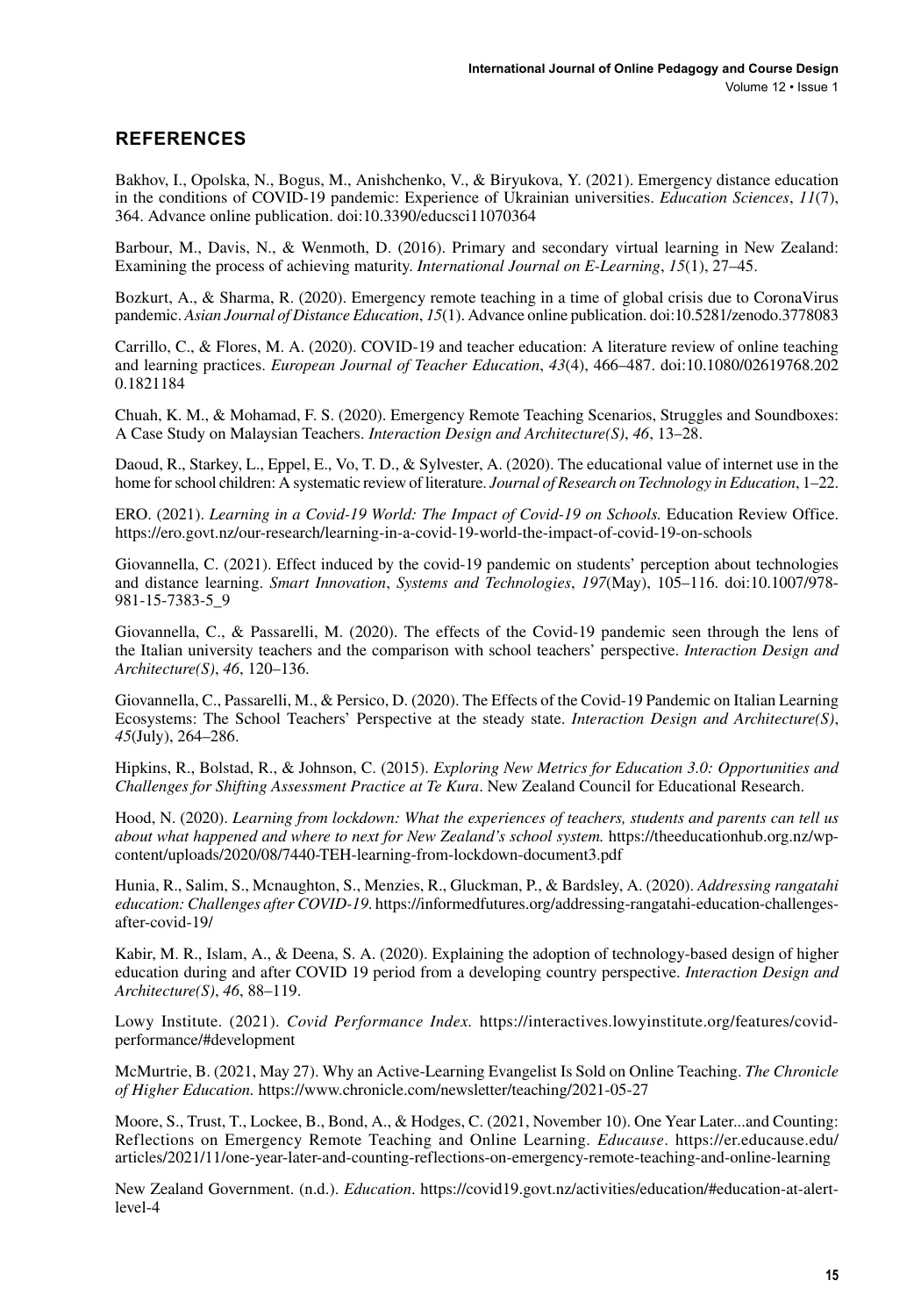## REFERENCES

Bakhov, I., Opolska, N., Bogus, M., Anishchenko, V., & Biryukova, Y. (2021). Emergency distance education in the conditions of COVID-19 pandemic: Experience of Ukrainian universities. *Education Sciences*, *11*(7), 364. Advance online publication. doi:10.3390/educsci11070364

Barbour, M., Davis, N., & Wenmoth, D. (2016). Primary and secondary virtual learning in New Zealand: Examining the process of achieving maturity. *International Journal on E-Learning*, *15*(1), 27–45.

Bozkurt, A., & Sharma, R. (2020). Emergency remote teaching in a time of global crisis due to CoronaVirus pandemic. *Asian Journal of Distance Education*, *15*(1). Advance online publication. doi:10.5281/zenodo.3778083

Carrillo, C., & Flores, M. A. (2020). COVID-19 and teacher education: A literature review of online teaching and learning practices. *European Journal of Teacher Education*, *43*(4), 466–487. doi:10.1080/02619768.2020.1821184

Chuah, K. M., & Mohamad, F. S. (2020). Emergency Remote Teaching Scenarios, Struggles and Soundboxes: A Case Study on Malaysian Teachers. *Interaction Design and Architecture(S)*, *46*, 13–28.

Daoud, R., Starkey, L., Eppel, E., Vo, T. D., & Sylvester, A. (2020). The educational value of internet use in the home for school children: A systematic review of literature. *Journal of Research on Technology in Education*, 1–22.

ERO. (2021). *Learning in a Covid-19 World: The Impact of Covid-19 on Schools.* Education Review Office. https://ero.govt.nz/our-research/learning-in-a-covid-19-world-the-impact-of-covid-19-on-schools

Giovannella, C. (2021). Effect induced by the covid-19 pandemic on students' perception about technologies and distance learning. *Smart Innovation*, *Systems and Technologies*, *197*(May), 105–116. doi:10.1007/978-981-15-7383-5_9

Giovannella, C., & Passarelli, M. (2020). The effects of the Covid-19 pandemic seen through the lens of the Italian university teachers and the comparison with school teachers' perspective. *Interaction Design and Architecture(S)*, *46*, 120–136.

Giovannella, C., Passarelli, M., & Persico, D. (2020). The Effects of the Covid-19 Pandemic on Italian Learning Ecosystems: The School Teachers' Perspective at the steady state. *Interaction Design and Architecture(S)*, *45*(July), 264–286.

Hipkins, R., Bolstad, R., & Johnson, C. (2015). *Exploring New Metrics for Education 3.0: Opportunities and Challenges for Shifting Assessment Practice at Te Kura*. New Zealand Council for Educational Research.

Hood, N. (2020). *Learning from lockdown: What the experiences of teachers, students and parents can tell us about what happened and where to next for New Zealand's school system.* https://theeducationhub.org.nz/wp-content/uploads/2020/08/7440-TEH-learning-from-lockdown-document3.pdf

Hunia, R., Salim, S., Mcnaughton, S., Menzies, R., Gluckman, P., & Bardsley, A. (2020). *Addressing rangatahi education: Challenges after COVID-19.* https://informedfutures.org/addressing-rangatahi-education-challenges-after-covid-19/

Kabir, M. R., Islam, A., & Deena, S. A. (2020). Explaining the adoption of technology-based design of higher education during and after COVID 19 period from a developing country perspective. *Interaction Design and Architecture(S)*, *46*, 88–119.

Lowy Institute. (2021). *Covid Performance Index.* https://interactives.lowyinstitute.org/features/covid-performance/#development

McMurtrie, B. (2021, May 27). Why an Active-Learning Evangelist Is Sold on Online Teaching. *The Chronicle of Higher Education.* https://www.chronicle.com/newsletter/teaching/2021-05-27

Moore, S., Trust, T., Lockee, B., Bond, A., & Hodges, C. (2021, November 10). One Year Later...and Counting: Reflections on Emergency Remote Teaching and Online Learning. *Educause*. https://er.educause.edu/articles/2021/11/one-year-later-and-counting-reflections-on-emergency-remote-teaching-and-online-learning

New Zealand Government. (n.d.). *Education*. https://covid19.govt.nz/activities/education/#education-at-alert-level-4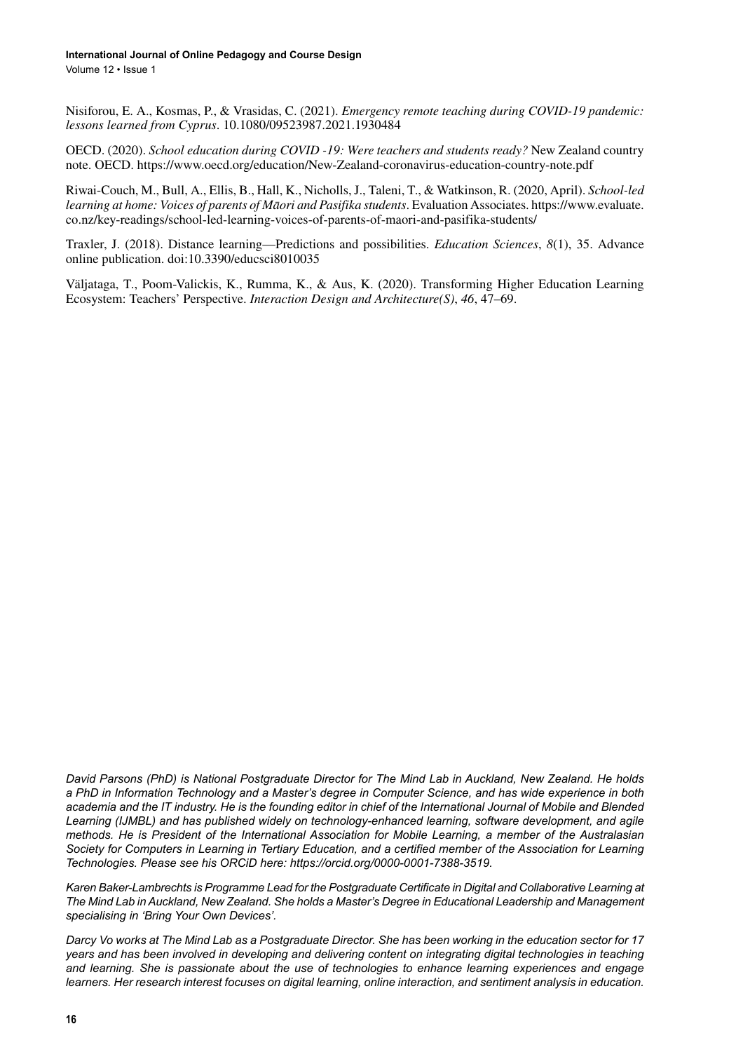Nisiforou, E. A., Kosmas, P., & Vrasidas, C. (2021). *Emergency remote teaching during COVID-19 pandemic: lessons learned from Cyprus*. 10.1080/09523987.2021.1930484

OECD. (2020). *School education during COVID -19: Were teachers and students ready?* New Zealand country note. OECD. https://www.oecd.org/education/New-Zealand-coronavirus-education-country-note.pdf

Riwai-Couch, M., Bull, A., Ellis, B., Hall, K., Nicholls, J., Taleni, T., & Watkinson, R. (2020, April). *School-led learning at home: Voices of parents of Māori and Pasifika students*. Evaluation Associates. https://www.evaluate.co.nz/key-readings/school-led-learning-voices-of-parents-of-maori-and-pasifika-students/

Traxler, J. (2018). Distance learning—Predictions and possibilities. *Education Sciences*, *8*(1), 35. Advance online publication. doi:10.3390/educsci8010035

Väljataga, T., Poom-Valickis, K., Rumma, K., & Aus, K. (2020). Transforming Higher Education Learning Ecosystem: Teachers' Perspective. *Interaction Design and Architecture(S)*, *46*, 47–69.

*David Parsons (PhD) is National Postgraduate Director for The Mind Lab in Auckland, New Zealand. He holds a PhD in Information Technology and a Master's degree in Computer Science, and has wide experience in both academia and the IT industry. He is the founding editor in chief of the International Journal of Mobile and Blended Learning (IJMBL) and has published widely on technology-enhanced learning, software development, and agile methods. He is President of the International Association for Mobile Learning, a member of the Australasian Society for Computers in Learning in Tertiary Education, and a certified member of the Association for Learning Technologies. Please see his ORCiD here: https://orcid.org/0000-0001-7388-3519.*

*Karen Baker-Lambrechts is Programme Lead for the Postgraduate Certificate in Digital and Collaborative Learning at The Mind Lab in Auckland, New Zealand. She holds a Master's Degree in Educational Leadership and Management specialising in 'Bring Your Own Devices'.*

*Darcy Vo works at The Mind Lab as a Postgraduate Director. She has been working in the education sector for 17 years and has been involved in developing and delivering content on integrating digital technologies in teaching and learning. She is passionate about the use of technologies to enhance learning experiences and engage learners. Her research interest focuses on digital learning, online interaction, and sentiment analysis in education.*